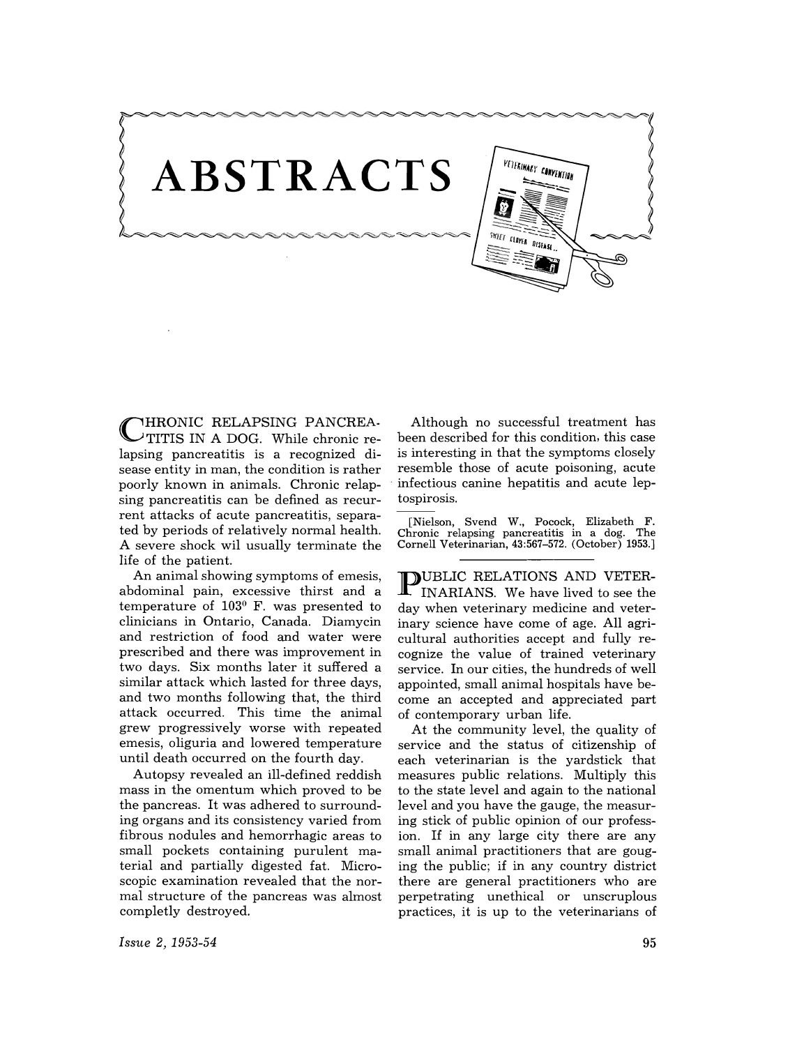# ABSTRACTS

**CHRONIC RELAPSING PANCREATITIS IN A DOG.** While chronic relapsing pancreatitis is a recognized disease entity in man, the condition is rather poorly known in animals. Chronic relapsing pancreatitis can be defined as recurrent attacks of acute pancreatitis, separated by periods of relatively normal health. A severe shock wil usually terminate the life of the patient.

An animal showing symptoms of emesis, abdominal pain, excessive thirst and a temperature of 103° F. was presented to clinicians in Ontario, Canada. Diamycin and restriction of food and water were prescribed and there was improvement in two days. Six months later it suffered a similar attack which lasted for three days, and two months following that, the third attack occurred. This time the animal grew progressively worse with repeated emesis, oliguria and lowered temperature until death occurred on the fourth day.

Autopsy revealed an ill-defined reddish mass in the omentum which proved to be the pancreas. It was adhered to surrounding organs and its consistency varied from fibrous nodules and hemorrhagic areas to small pockets containing purulent material and partially digested fat. Microscopic examination revealed that the normal structure of the pancreas was almost completly destroyed.

Although no successful treatment has been described for this condition, this case is interesting in that the symptoms closely resemble those of acute poisoning, acute infectious canine hepatitis and acute leptospirosis.

[Nielson, Svend W., Pocock, Elizabeth F. Chronic relapsing pancreatitis in a dog. The Cornell Veterinarian, 43:567–572. (October) 1953.]

---

**PUBLIC RELATIONS AND VETERINARIANS.** We have lived to see the day when veterinary medicine and veterinary science have come of age. All agricultural authorities accept and fully recognize the value of trained veterinary service. In our cities, the hundreds of well appointed, small animal hospitals have become an accepted and appreciated part of contemporary urban life.

At the community level, the quality of service and the status of citizenship of each veterinarian is the yardstick that measures public relations. Multiply this to the state level and again to the national level and you have the gauge, the measuring stick of public opinion of our profession. If in any large city there are any small animal practitioners that are gouging the public; if in any country district there are general practitioners who are perpetrating unethical or unscruplous practices, it is up to the veterinarians of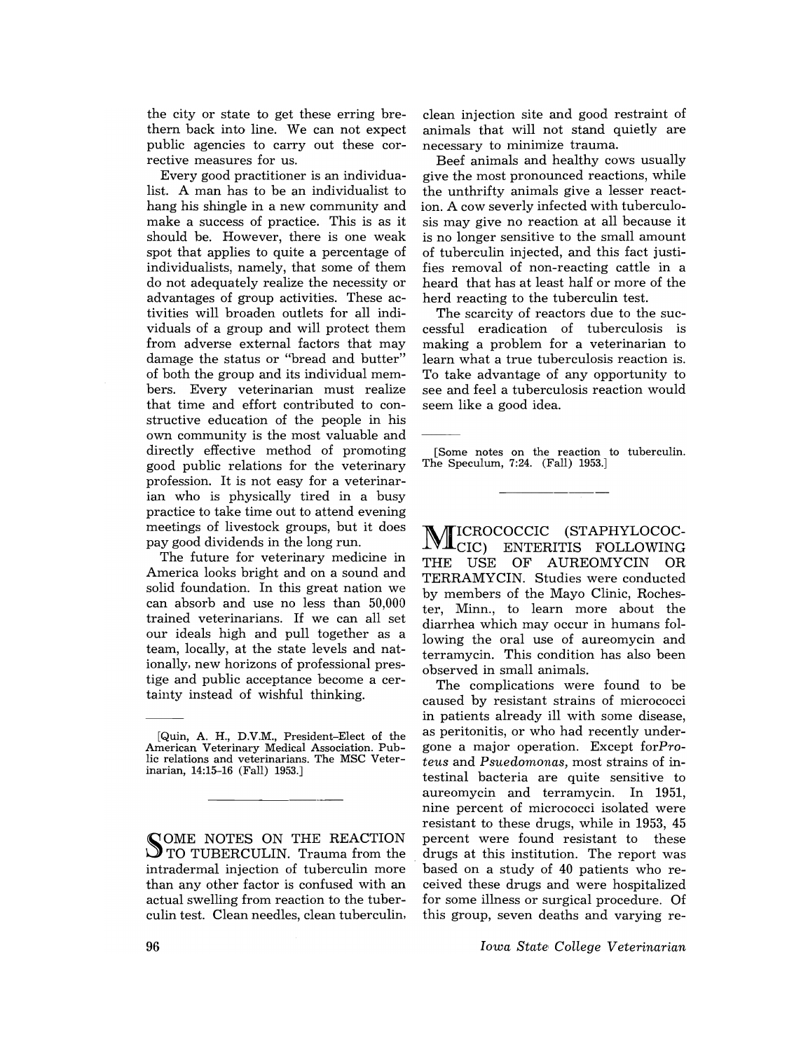the city or state to get these erring brethern back into line. We can not expect public agencies to carry out these corrective measures for us.

Every good practitioner is an individualist. A man has to be an individualist to hang his shingle in a new community and make a success of practice. This is as it should be. However, there is one weak spot that applies to quite a percentage of individualists, namely, that some of them do not adequately realize the necessity or advantages of group activities. These activities will broaden outlets for all individuals of a group and will protect them from adverse external factors that may damage the status or "bread and butter" of both the group and its individual members. Every veterinarian must realize that time and effort contributed to constructive education of the people in his own community is the most valuable and directly effective method of promoting good public relations for the veterinary profession. It is not easy for a veterinarian who is physically tired in a busy practice to take time out to attend evening meetings of livestock groups, but it does pay good dividends in the long run.

The future for veterinary medicine in America looks bright and on a sound and solid foundation. In this great nation we can absorb and use no less than 50,000 trained veterinarians. If we can all set our ideals high and pull together as a team, locally, at the state levels and nationally, new horizons of professional prestige and public acceptance become a certainty instead of wishful thinking.

[Quin, A. H., D.V.M., President-Elect of the American Veterinary Medical Association. Public relations and veterinarians. The MSC Veterinarian, 14:15-16 (Fall) 1953.]

## SOME NOTES ON THE REACTION TO TUBERCULIN.

Trauma from the intradermal injection of tuberculin more than any other factor is confused with an actual swelling from reaction to the tuberculin test. Clean needles, clean tuberculin, clean injection site and good restraint of animals that will not stand quietly are necessary to minimize trauma.

Beef animals and healthy cows usually give the most pronounced reactions, while the unthrifty animals give a lesser reaction. A cow severly infected with tuberculosis may give no reaction at all because it is no longer sensitive to the small amount of tuberculin injected, and this fact justifies removal of non-reacting cattle in a heard that has at least half or more of the herd reacting to the tuberculin test.

The scarcity of reactors due to the successful eradication of tuberculosis is making a problem for a veterinarian to learn what a true tuberculosis reaction is. To take advantage of any opportunity to see and feel a tuberculosis reaction would seem like a good idea.

[Some notes on the reaction to tuberculin. The Speculum, 7:24. (Fall) 1953.]

## MICROCOCCIC (STAPHYLOCOCCIC) ENTERITIS FOLLOWING THE USE OF AUREOMYCIN OR TERRAMYCIN.

Studies were conducted by members of the Mayo Clinic, Rochester, Minn., to learn more about the diarrhea which may occur in humans following the oral use of aureomycin and terramycin. This condition has also been observed in small animals.

The complications were found to be caused by resistant strains of micrococci in patients already ill with some disease, as peritonitis, or who had recently undergone a major operation. Except for*Proteus* and *Psuedomonas*, most strains of intestinal bacteria are quite sensitive to aureomycin and terramycin. In 1951, nine percent of micrococci isolated were resistant to these drugs, while in 1953, 45 percent were found resistant to these drugs at this institution. The report was based on a study of 40 patients who received these drugs and were hospitalized for some illness or surgical procedure. Of this group, seven deaths and varying re-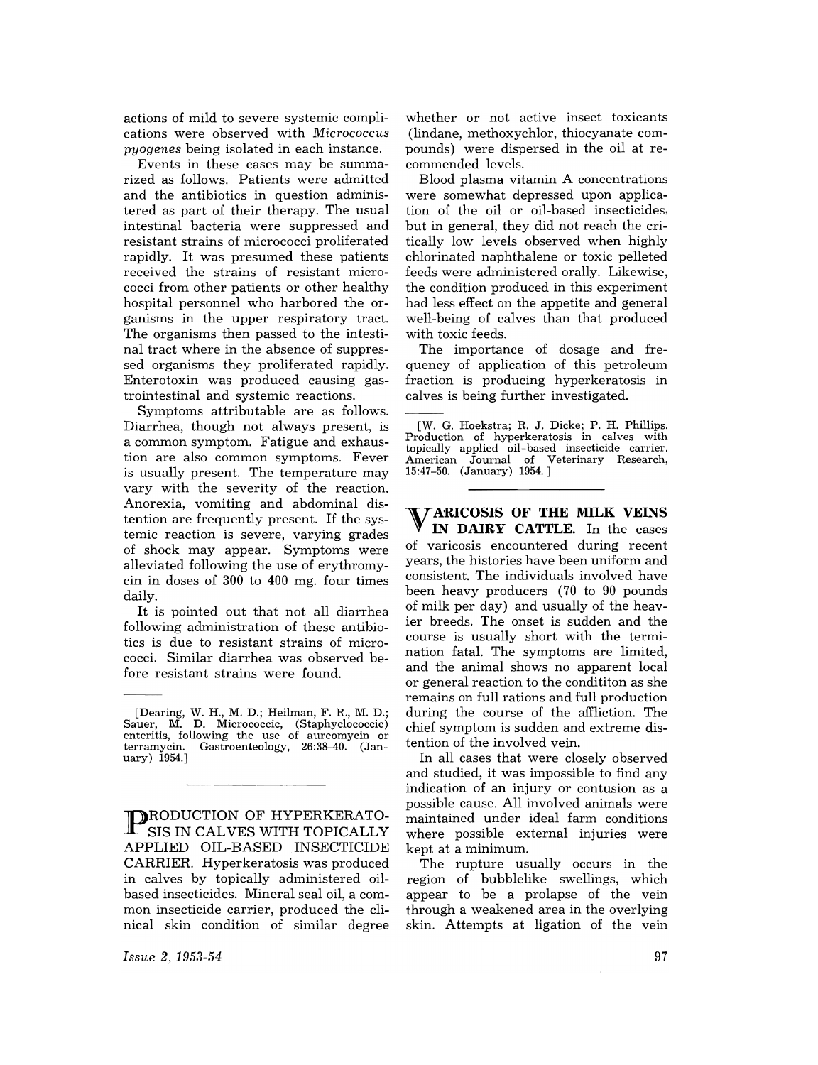actions of mild to severe systemic complications were observed with *Micrococcus pyogenes* being isolated in each instance.

Events in these cases may be summarized as follows. Patients were admitted and the antibiotics in question administered as part of their therapy. The usual intestinal bacteria were suppressed and resistant strains of micrococci proliferated rapidly. It was presumed these patients received the strains of resistant micrococci from other patients or other healthy hospital personnel who harbored the organisms in the upper respiratory tract. The organisms then passed to the intestinal tract where in the absence of suppressed organisms they proliferated rapidly. Enterotoxin was produced causing gastrointestinal and systemic reactions.

Symptoms attributable are as follows. Diarrhea, though not always present, is a common symptom. Fatigue and exhaustion are also common symptoms. Fever is usually present. The temperature may vary with the severity of the reaction. Anorexia, vomiting and abdominal distention are frequently present. If the systemic reaction is severe, varying grades of shock may appear. Symptoms were alleviated following the use of erythromycin in doses of 300 to 400 mg. four times daily.

It is pointed out that not all diarrhea following administration of these antibiotics is due to resistant strains of micrococci. Similar diarrhea was observed before resistant strains were found.

---

[Dearing, W. H., M. D.; Heilman, F. R., M. D.; Sauer, M. D. Micrococcic, (Staphyclococcic) enteritis, following the use of aureomycin or terramycin. Gastroenteology, 26:38–40. (January) 1954.]

---

**PRODUCTION OF HYPERKERATOSIS IN CALVES WITH TOPICALLY APPLIED OIL-BASED INSECTICIDE CARRIER.** Hyperkeratosis was produced in calves by topically administered oil-based insecticides. Mineral seal oil, a common insecticide carrier, produced the clinical skin condition of similar degree whether or not active insect toxicants (lindane, methoxychlor, thiocyanate compounds) were dispersed in the oil at recommended levels.

Blood plasma vitamin A concentrations were somewhat depressed upon application of the oil or oil-based insecticides, but in general, they did not reach the critically low levels observed when highly chlorinated naphthalene or toxic pelleted feeds were administered orally. Likewise, the condition produced in this experiment had less effect on the appetite and general well-being of calves than that produced with toxic feeds.

The importance of dosage and frequency of application of this petroleum fraction is producing hyperkeratosis in calves is being further investigated.

---

[W. G. Hoekstra; R. J. Dicke; P. H. Phillips. Production of hyperkeratosis in calves with topically applied oil-based insecticide carrier. American Journal of Veterinary Research, 15:47–50. (January) 1954.]

---

**VARICOSIS OF THE MILK VEINS IN DAIRY CATTLE.** In the cases of varicosis encountered during recent years, the histories have been uniform and consistent. The individuals involved have been heavy producers (70 to 90 pounds of milk per day) and usually of the heavier breeds. The onset is sudden and the course is usually short with the termination fatal. The symptoms are limited, and the animal shows no apparent local or general reaction to the condititon as she remains on full rations and full production during the course of the affliction. The chief symptom is sudden and extreme distention of the involved vein.

In all cases that were closely observed and studied, it was impossible to find any indication of an injury or contusion as a possible cause. All involved animals were maintained under ideal farm conditions where possible external injuries were kept at a minimum.

The rupture usually occurs in the region of bubblelike swellings, which appear to be a prolapse of the vein through a weakened area in the overlying skin. Attempts at ligation of the vein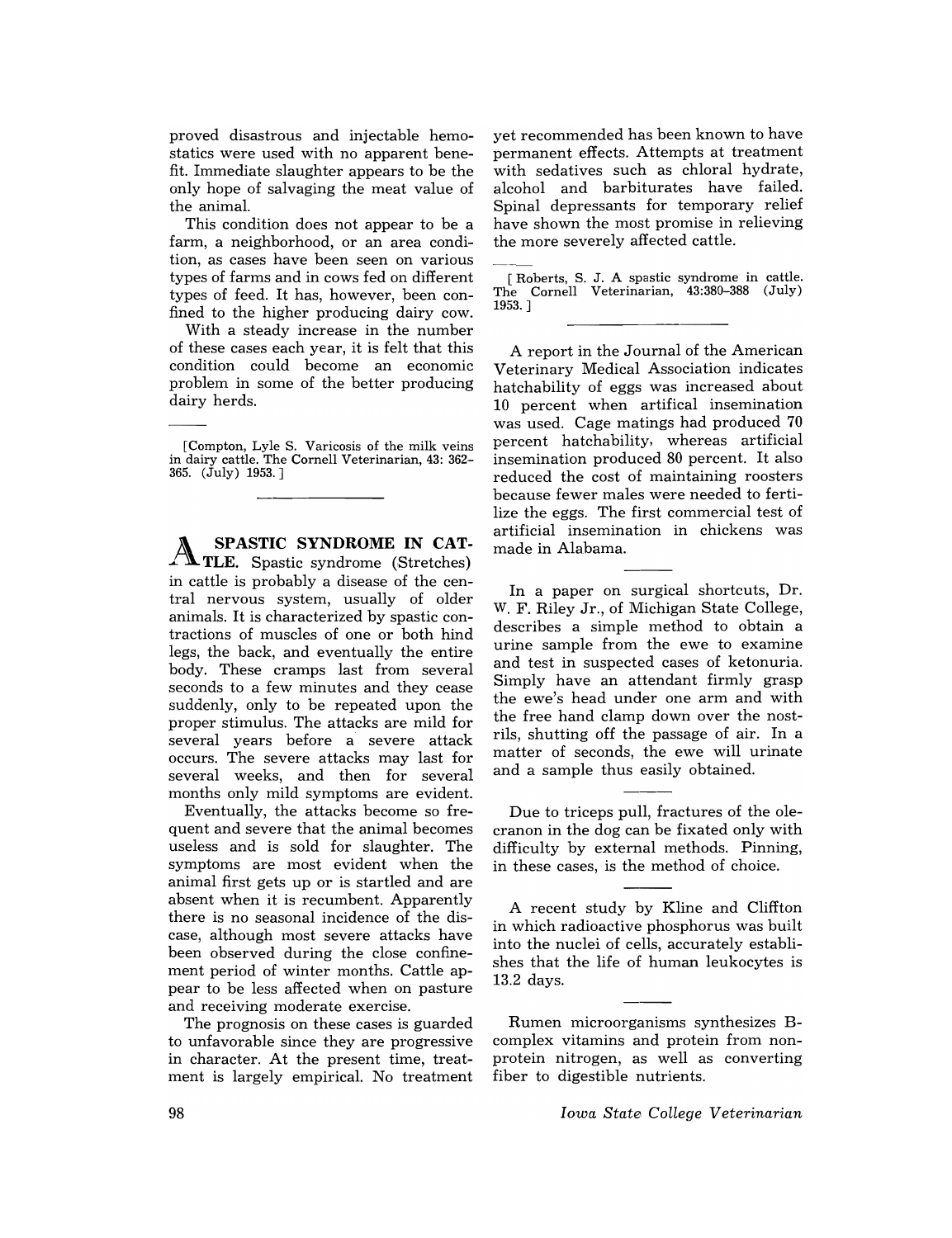proved disastrous and injectable hemostatics were used with no apparent benefit. Immediate slaughter appears to be the only hope of salvaging the meat value of the animal.

This condition does not appear to be a farm, a neighborhood, or an area condition, as cases have been seen on various types of farms and in cows fed on different types of feed. It has, however, been confined to the higher producing dairy cow.

With a steady increase in the number of these cases each year, it is felt that this condition could become an economic problem in some of the better producing dairy herds.

[Compton, Lyle S. Varicosis of the milk veins in dairy cattle. The Cornell Veterinarian, 43: 362-365. (July) 1953.]

---

**A SPASTIC SYNDROME IN CATTLE.** Spastic syndrome (Stretches) in cattle is probably a disease of the central nervous system, usually of older animals. It is characterized by spastic contractions of muscles of one or both hind legs, the back, and eventually the entire body. These cramps last from several seconds to a few minutes and they cease suddenly, only to be repeated upon the proper stimulus. The attacks are mild for several years before a severe attack occurs. The severe attacks may last for several weeks, and then for several months only mild symptoms are evident.

Eventually, the attacks become so frequent and severe that the animal becomes useless and is sold for slaughter. The symptoms are most evident when the animal first gets up or is startled and are absent when it is recumbent. Apparently there is no seasonal incidence of the disease, although most severe attacks have been observed during the close confinement period of winter months. Cattle appear to be less affected when on pasture and receiving moderate exercise.

The prognosis on these cases is guarded to unfavorable since they are progressive in character. At the present time, treatment is largely empirical. No treatment yet recommended has been known to have permanent effects. Attempts at treatment with sedatives such as chloral hydrate, alcohol and barbiturates have failed. Spinal depressants for temporary relief have shown the most promise in relieving the more severely affected cattle.

[Roberts, S. J. A spastic syndrome in cattle. The Cornell Veterinarian, 43:380-388 (July) 1953.]

---

A report in the Journal of the American Veterinary Medical Association indicates hatchability of eggs was increased about 10 percent when artifical insemination was used. Cage matings had produced 70 percent hatchability, whereas artificial insemination produced 80 percent. It also reduced the cost of maintaining roosters because fewer males were needed to fertilize the eggs. The first commercial test of artificial insemination in chickens was made in Alabama.

---

In a paper on surgical shortcuts, Dr. W. F. Riley Jr., of Michigan State College, describes a simple method to obtain a urine sample from the ewe to examine and test in suspected cases of ketonuria. Simply have an attendant firmly grasp the ewe's head under one arm and with the free hand clamp down over the nostrils, shutting off the passage of air. In a matter of seconds, the ewe will urinate and a sample thus easily obtained.

---

Due to triceps pull, fractures of the olecranon in the dog can be fixated only with difficulty by external methods. Pinning, in these cases, is the method of choice.

---

A recent study by Kline and Cliffton in which radioactive phosphorus was built into the nuclei of cells, accurately establishes that the life of human leukocytes is 13.2 days.

---

Rumen microorganisms synthesizes B-complex vitamins and protein from non-protein nitrogen, as well as converting fiber to digestible nutrients.